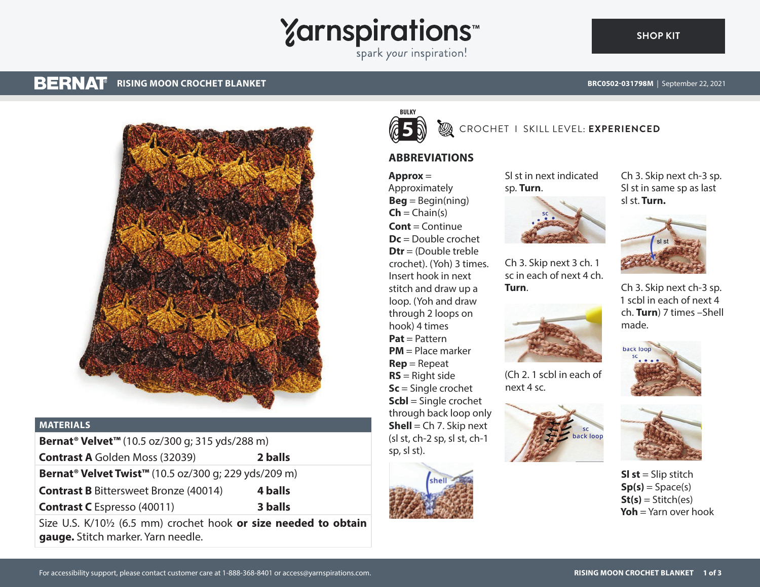# BERNAT RISING MOON CROCHET BLANKET

BRC0502-031798M | September 22, 2021

SHOP KIT

BULKY 5

CROCHET | SKILL LEVEL: **EXPERIENCED**

## MATERIALS

| | |
|---|---|
| **Bernat® Velvet™** (10.5 oz/300 g; 315 yds/288 m) | |
| **Contrast A** Golden Moss (32039) | **2 balls** |
| **Bernat® Velvet Twist™** (10.5 oz/300 g; 229 yds/209 m) | |
| **Contrast B** Bittersweet Bronze (40014) | **4 balls** |
| **Contrast C** Espresso (40011) | **3 balls** |

Size U.S. K/10½ (6.5 mm) crochet hook **or size needed to obtain gauge.** Stitch marker. Yarn needle.

## ABBREVIATIONS

**Approx** = Approximately
**Beg** = Begin(ning)
**Ch** = Chain(s)
**Cont** = Continue
**Dc** = Double crochet
**Dtr** = (Double treble crochet). (Yoh) 3 times. Insert hook in next stitch and draw up a loop. (Yoh and draw through 2 loops on hook) 4 times
**Pat** = Pattern
**PM** = Place marker
**Rep** = Repeat
**RS** = Right side
**Sc** = Single crochet
**Scbl** = Single crochet through back loop only
**Shell** = Ch 7. Skip next (sl st, ch-2 sp, sl st, ch-1 sp, sl st).

Sl st in next indicated sp. **Turn**.

Ch 3. Skip next 3 ch. 1 sc in each of next 4 ch. **Turn**.

(Ch 2. 1 scbl in each of next 4 sc.

Ch 3. Skip next ch-3 sp. Sl st in same sp as last sl st. **Turn.**

Ch 3. Skip next ch-3 sp. 1 scbl in each of next 4 ch. **Turn**) 7 times –Shell made.

**Sl st** = Slip stitch
**Sp(s)** = Space(s)
**St(s)** = Stitch(es)
**Yoh** = Yarn over hook

For accessibility support, please contact customer care at 1-888-368-8401 or access@yarnspirations.com.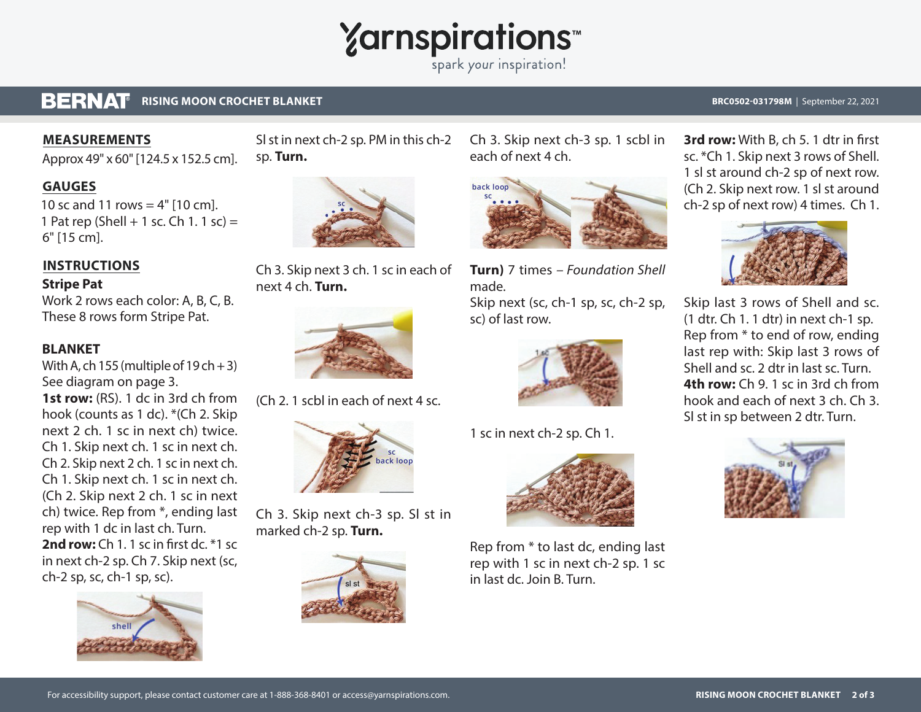## MEASUREMENTS

Approx 49" x 60" [124.5 x 152.5 cm].

## GAUGES

10 sc and 11 rows = 4" [10 cm].
1 Pat rep (Shell + 1 sc. Ch 1. 1 sc) = 6" [15 cm].

## INSTRUCTIONS

**Stripe Pat**

Work 2 rows each color: A, B, C, B. These 8 rows form Stripe Pat.

**BLANKET**

With A, ch 155 (multiple of 19 ch + 3) See diagram on page 3.

**1st row:** (RS). 1 dc in 3rd ch from hook (counts as 1 dc). *(Ch 2. Skip next 2 ch. 1 sc in next ch) twice. Ch 1. Skip next ch. 1 sc in next ch. Ch 2. Skip next 2 ch. 1 sc in next ch. Ch 1. Skip next ch. 1 sc in next ch. (Ch 2. Skip next 2 ch. 1 sc in next ch) twice. Rep from *, ending last rep with 1 dc in last ch. Turn.

**2nd row:** Ch 1. 1 sc in first dc. *1 sc in next ch-2 sp. Ch 7. Skip next (sc, ch-2 sp, sc, ch-1 sp, sc).

Sl st in next ch-2 sp. PM in this ch-2 sp. **Turn.**

Ch 3. Skip next 3 ch. 1 sc in each of next 4 ch. **Turn.**

(Ch 2. 1 scbl in each of next 4 sc.

Ch 3. Skip next ch-3 sp. Sl st in marked ch-2 sp. **Turn.**

Ch 3. Skip next ch-3 sp. 1 scbl in each of next 4 ch.

**Turn)** 7 times – *Foundation Shell* made.

Skip next (sc, ch-1 sp, sc, ch-2 sp, sc) of last row.

1 sc in next ch-2 sp. Ch 1.

Rep from * to last dc, ending last rep with 1 sc in next ch-2 sp. 1 sc in last dc. Join B. Turn.

**3rd row:** With B, ch 5. 1 dtr in first sc. *Ch 1. Skip next 3 rows of Shell. 1 sl st around ch-2 sp of next row. (Ch 2. Skip next row. 1 sl st around ch-2 sp of next row) 4 times. Ch 1.

Skip last 3 rows of Shell and sc. (1 dtr. Ch 1. 1 dtr) in next ch-1 sp. Rep from * to end of row, ending last rep with: Skip last 3 rows of Shell and sc. 2 dtr in last sc. Turn.

**4th row:** Ch 9. 1 sc in 3rd ch from hook and each of next 3 ch. Ch 3. Sl st in sp between 2 dtr. Turn.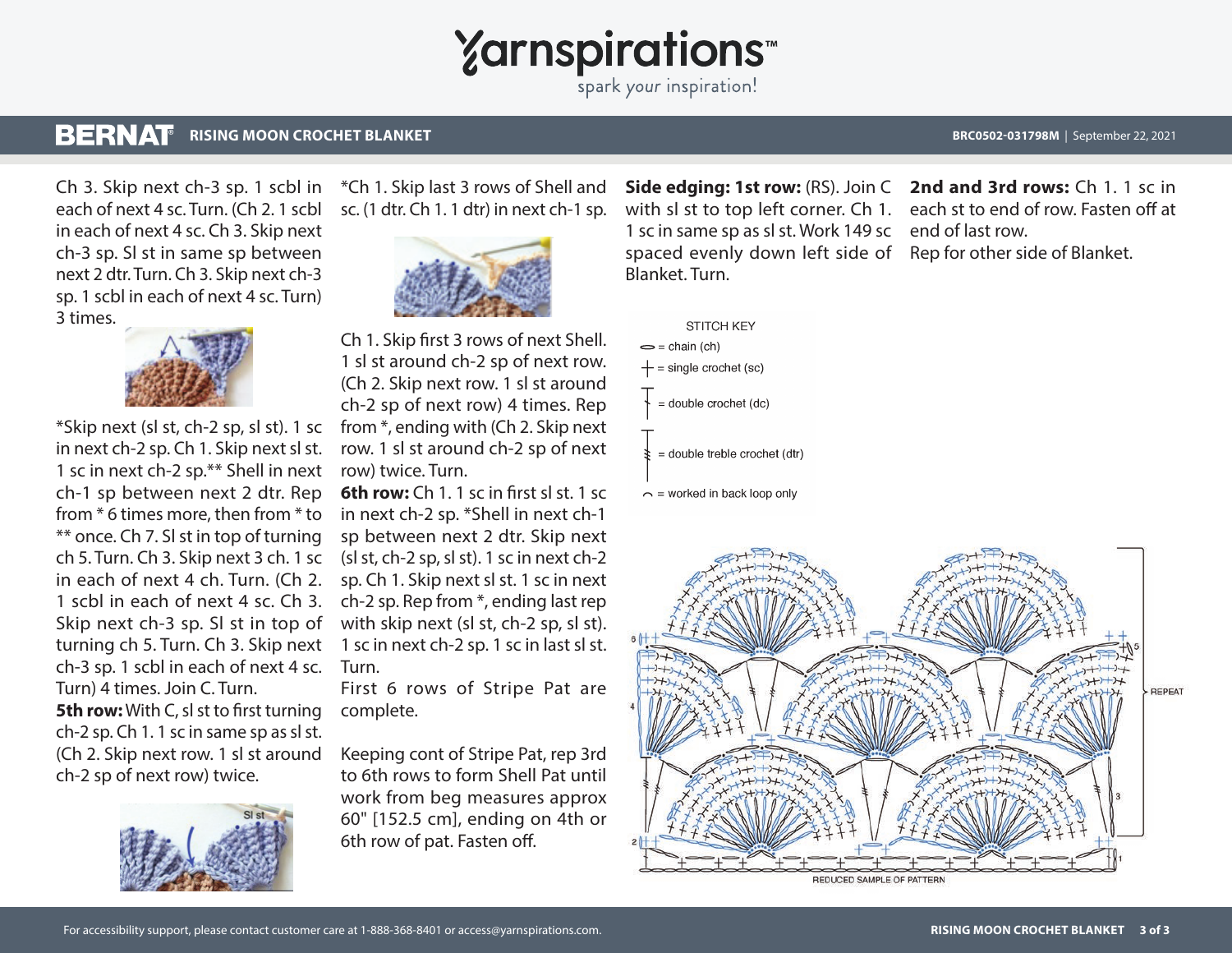Ch 3. Skip next ch-3 sp. 1 scbl in each of next 4 sc. Turn. (Ch 2. 1 scbl in each of next 4 sc. Ch 3. Skip next ch-3 sp. Sl st in same sp between next 2 dtr. Turn. Ch 3. Skip next ch-3 sp. 1 scbl in each of next 4 sc. Turn) 3 times.

*Skip next (sl st, ch-2 sp, sl st). 1 sc in next ch-2 sp. Ch 1. Skip next sl st. 1 sc in next ch-2 sp.** Shell in next ch-1 sp between next 2 dtr. Rep from * 6 times more, then from * to ** once. Ch 7. Sl st in top of turning ch 5. Turn. Ch 3. Skip next 3 ch. 1 sc in each of next 4 ch. Turn. (Ch 2. 1 scbl in each of next 4 sc. Ch 3. Skip next ch-3 sp. Sl st in top of turning ch 5. Turn. Ch 3. Skip next ch-3 sp. 1 scbl in each of next 4 sc. Turn) 4 times. Join C. Turn.

**5th row:** With C, sl st to first turning ch-2 sp. Ch 1. 1 sc in same sp as sl st. (Ch 2. Skip next row. 1 sl st around ch-2 sp of next row) twice.

Sl st

*Ch 1. Skip last 3 rows of Shell and sc. (1 dtr. Ch 1. 1 dtr) in next ch-1 sp.

Ch 1. Skip first 3 rows of next Shell. 1 sl st around ch-2 sp of next row. (Ch 2. Skip next row. 1 sl st around ch-2 sp of next row) 4 times. Rep from *, ending with (Ch 2. Skip next row. 1 sl st around ch-2 sp of next row) twice. Turn.

**6th row:** Ch 1. 1 sc in first sl st. 1 sc in next ch-2 sp. *Shell in next ch-1 sp between next 2 dtr. Skip next (sl st, ch-2 sp, sl st). 1 sc in next ch-2 sp. Ch 1. Skip next sl st. 1 sc in next ch-2 sp. Rep from *, ending last rep with skip next (sl st, ch-2 sp, sl st). 1 sc in next ch-2 sp. 1 sc in last sl st. Turn.

First 6 rows of Stripe Pat are complete.

Keeping cont of Stripe Pat, rep 3rd to 6th rows to form Shell Pat until work from beg measures approx 60" [152.5 cm], ending on 4th or 6th row of pat. Fasten off.

**Side edging: 1st row:** (RS). Join C with sl st to top left corner. Ch 1. 1 sc in same sp as sl st. Work 149 sc spaced evenly down left side of Blanket. Turn.

**2nd and 3rd rows:** Ch 1. 1 sc in each st to end of row. Fasten off at end of last row.

Rep for other side of Blanket.

STITCH KEY

- = chain (ch)
- = single crochet (sc)
- = double crochet (dc)
- = double treble crochet (dtr)
- = worked in back loop only

REPEAT

REDUCED SAMPLE OF PATTERN

For accessibility support, please contact customer care at 1-888-368-8401 or access@yarnspirations.com.